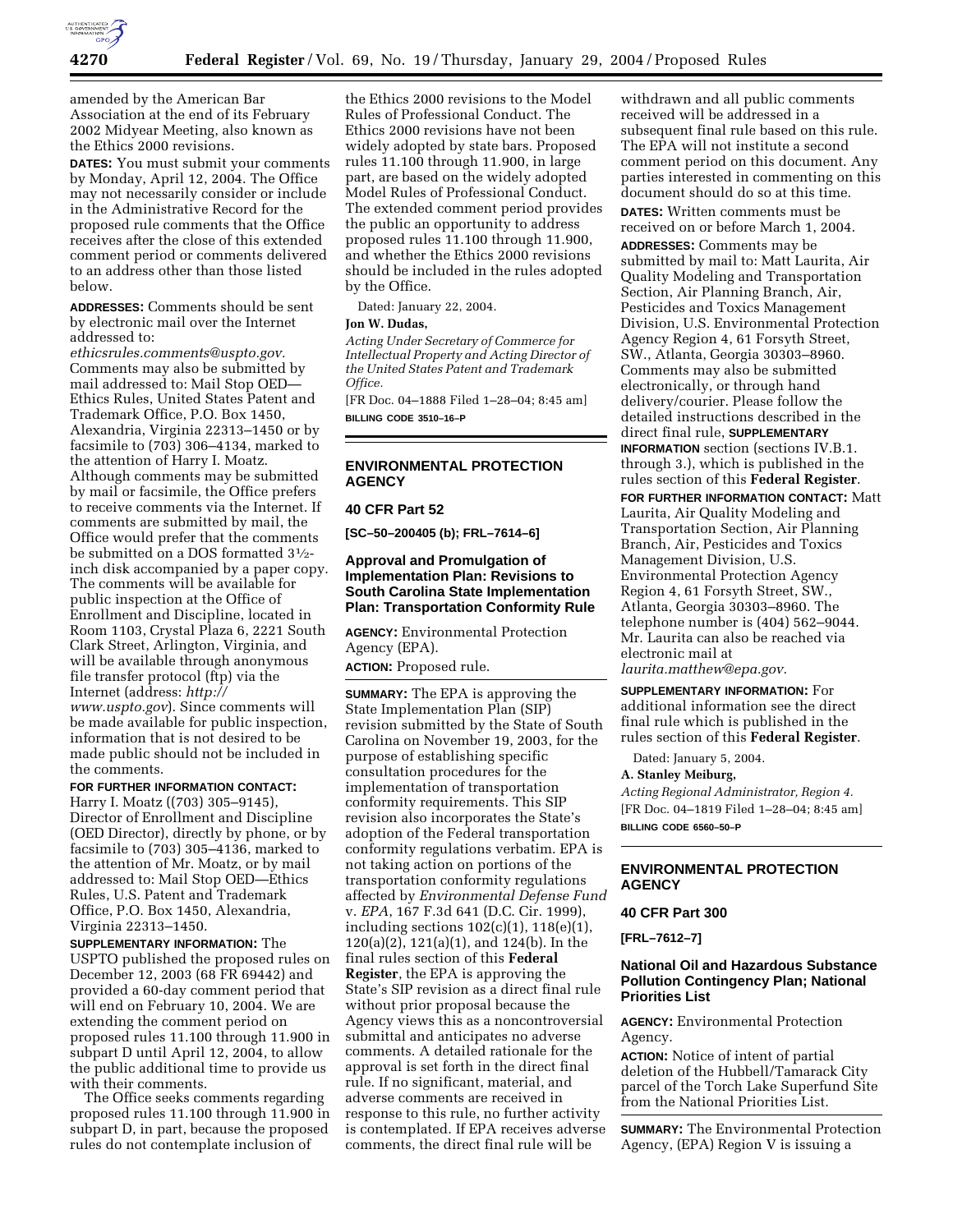amended by the American Bar Association at the end of its February 2002 Midyear Meeting, also known as the Ethics 2000 revisions.

**DATES:** You must submit your comments by Monday, April 12, 2004. The Office may not necessarily consider or include in the Administrative Record for the proposed rule comments that the Office receives after the close of this extended comment period or comments delivered to an address other than those listed below.

**ADDRESSES:** Comments should be sent by electronic mail over the Internet addressed to: *ethicsrules.comments@uspto.gov.* Comments may also be submitted by mail addressed to: Mail Stop OED—Ethics Rules, United States Patent and Trademark Office, P.O. Box 1450, Alexandria, Virginia 22313–1450 or by facsimile to (703) 306–4134, marked to the attention of Harry I. Moatz. Although comments may be submitted by mail or facsimile, the Office prefers to receive comments via the Internet. If comments are submitted by mail, the Office would prefer that the comments be submitted on a DOS formatted 3½-inch disk accompanied by a paper copy. The comments will be available for public inspection at the Office of Enrollment and Discipline, located in Room 1103, Crystal Plaza 6, 2221 South Clark Street, Arlington, Virginia, and will be available through anonymous file transfer protocol (ftp) via the Internet (address: *http://www.uspto.gov*). Since comments will be made available for public inspection, information that is not desired to be made public should not be included in the comments.

**FOR FURTHER INFORMATION CONTACT:** Harry I. Moatz ((703) 305–9145), Director of Enrollment and Discipline (OED Director), directly by phone, or by facsimile to (703) 305–4136, marked to the attention of Mr. Moatz, or by mail addressed to: Mail Stop OED—Ethics Rules, U.S. Patent and Trademark Office, P.O. Box 1450, Alexandria, Virginia 22313–1450.

**SUPPLEMENTARY INFORMATION:** The USPTO published the proposed rules on December 12, 2003 (68 FR 69442) and provided a 60-day comment period that will end on February 10, 2004. We are extending the comment period on proposed rules 11.100 through 11.900 in subpart D until April 12, 2004, to allow the public additional time to provide us with their comments.

The Office seeks comments regarding proposed rules 11.100 through 11.900 in subpart D, in part, because the proposed rules do not contemplate inclusion of the Ethics 2000 revisions to the Model Rules of Professional Conduct. The Ethics 2000 revisions have not been widely adopted by state bars. Proposed rules 11.100 through 11.900, in large part, are based on the widely adopted Model Rules of Professional Conduct. The extended comment period provides the public an opportunity to address proposed rules 11.100 through 11.900, and whether the Ethics 2000 revisions should be included in the rules adopted by the Office.

Dated: January 22, 2004.

**Jon W. Dudas,**

*Acting Under Secretary of Commerce for Intellectual Property and Acting Director of the United States Patent and Trademark Office.*

[FR Doc. 04–1888 Filed 1–28–04; 8:45 am]

**BILLING CODE 3510–16–P**

---

## ENVIRONMENTAL PROTECTION AGENCY

### 40 CFR Part 52

**[SC–50–200405 (b); FRL–7614–6]**

### Approval and Promulgation of Implementation Plan: Revisions to South Carolina State Implementation Plan: Transportation Conformity Rule

**AGENCY:** Environmental Protection Agency (EPA).

**ACTION:** Proposed rule.

**SUMMARY:** The EPA is approving the State Implementation Plan (SIP) revision submitted by the State of South Carolina on November 19, 2003, for the purpose of establishing specific consultation procedures for the implementation of transportation conformity requirements. This SIP revision also incorporates the State's adoption of the Federal transportation conformity regulations verbatim. EPA is not taking action on portions of the transportation conformity regulations affected by *Environmental Defense Fund* v. *EPA*, 167 F.3d 641 (D.C. Cir. 1999), including sections 102(c)(1), 118(e)(1), 120(a)(2), 121(a)(1), and 124(b). In the final rules section of this **Federal Register**, the EPA is approving the State's SIP revision as a direct final rule without prior proposal because the Agency views this as a noncontroversial submittal and anticipates no adverse comments. A detailed rationale for the approval is set forth in the direct final rule. If no significant, material, and adverse comments are received in response to this rule, no further activity is contemplated. If EPA receives adverse comments, the direct final rule will be withdrawn and all public comments received will be addressed in a subsequent final rule based on this rule. The EPA will not institute a second comment period on this document. Any parties interested in commenting on this document should do so at this time.

**DATES:** Written comments must be received on or before March 1, 2004.

**ADDRESSES:** Comments may be submitted by mail to: Matt Laurita, Air Quality Modeling and Transportation Section, Air Planning Branch, Air, Pesticides and Toxics Management Division, U.S. Environmental Protection Agency Region 4, 61 Forsyth Street, SW., Atlanta, Georgia 30303–8960. Comments may also be submitted electronically, or through hand delivery/courier. Please follow the detailed instructions described in the direct final rule, **SUPPLEMENTARY INFORMATION** section (sections IV.B.1. through 3.), which is published in the rules section of this **Federal Register**.

**FOR FURTHER INFORMATION CONTACT:** Matt Laurita, Air Quality Modeling and Transportation Section, Air Planning Branch, Air, Pesticides and Toxics Management Division, U.S. Environmental Protection Agency Region 4, 61 Forsyth Street, SW., Atlanta, Georgia 30303–8960. The telephone number is (404) 562–9044. Mr. Laurita can also be reached via electronic mail at *laurita.matthew@epa.gov.*

**SUPPLEMENTARY INFORMATION:** For additional information see the direct final rule which is published in the rules section of this **Federal Register**.

Dated: January 5, 2004.

**A. Stanley Meiburg,**

*Acting Regional Administrator, Region 4.*

[FR Doc. 04–1819 Filed 1–28–04; 8:45 am]

**BILLING CODE 6560–50–P**

---

## ENVIRONMENTAL PROTECTION AGENCY

### 40 CFR Part 300

**[FRL–7612–7]**

### National Oil and Hazardous Substance Pollution Contingency Plan; National Priorities List

**AGENCY:** Environmental Protection Agency.

**ACTION:** Notice of intent of partial deletion of the Hubbell/Tamarack City parcel of the Torch Lake Superfund Site from the National Priorities List.

**SUMMARY:** The Environmental Protection Agency, (EPA) Region V is issuing a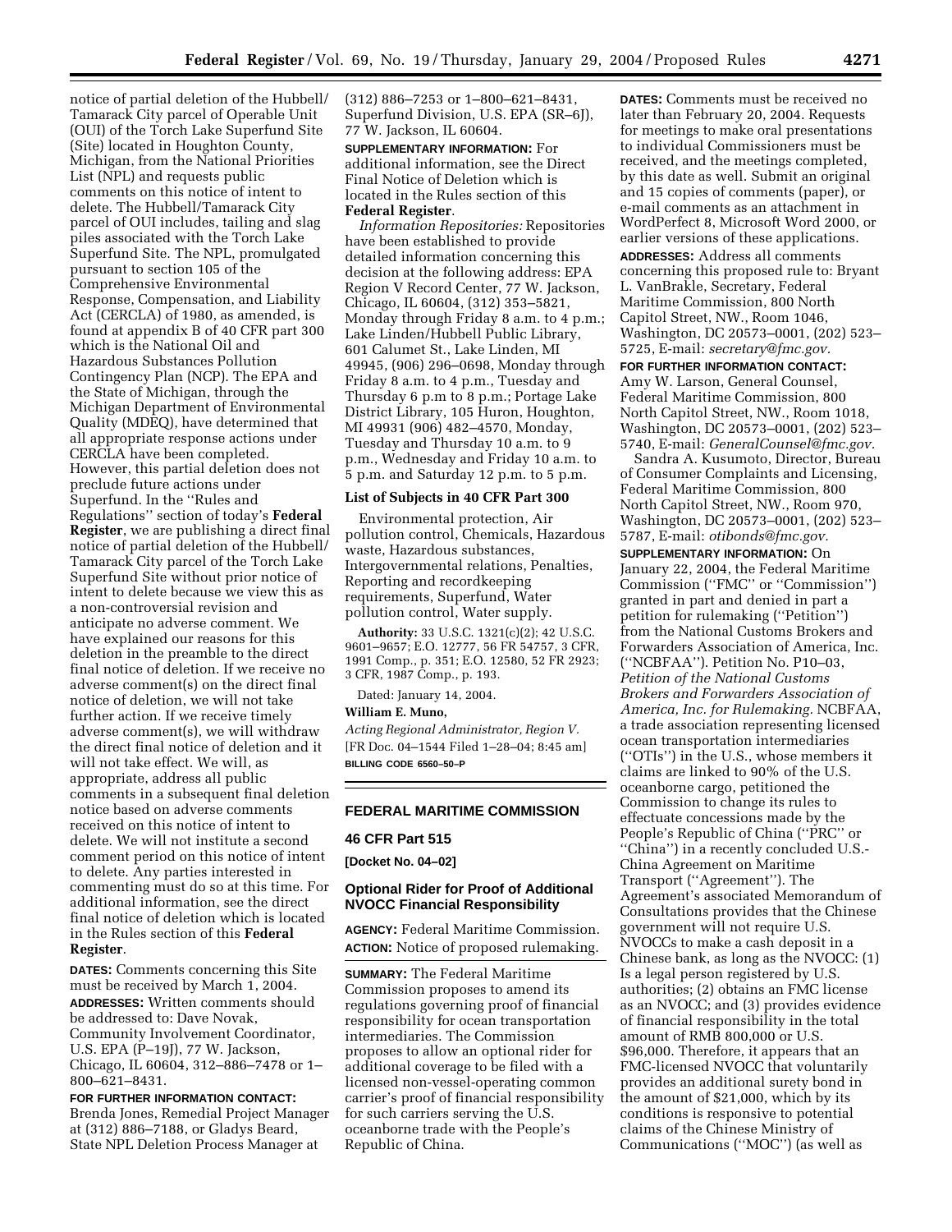notice of partial deletion of the Hubbell/Tamarack City parcel of Operable Unit (OUI) of the Torch Lake Superfund Site (Site) located in Houghton County, Michigan, from the National Priorities List (NPL) and requests public comments on this notice of intent to delete. The Hubbell/Tamarack City parcel of OUI includes, tailing and slag piles associated with the Torch Lake Superfund Site. The NPL, promulgated pursuant to section 105 of the Comprehensive Environmental Response, Compensation, and Liability Act (CERCLA) of 1980, as amended, is found at appendix B of 40 CFR part 300 which is the National Oil and Hazardous Substances Pollution Contingency Plan (NCP). The EPA and the State of Michigan, through the Michigan Department of Environmental Quality (MDEQ), have determined that all appropriate response actions under CERCLA have been completed. However, this partial deletion does not preclude future actions under Superfund. In the ''Rules and Regulations'' section of today's **Federal Register**, we are publishing a direct final notice of partial deletion of the Hubbell/Tamarack City parcel of the Torch Lake Superfund Site without prior notice of intent to delete because we view this as a non-controversial revision and anticipate no adverse comment. We have explained our reasons for this deletion in the preamble to the direct final notice of deletion. If we receive no adverse comment(s) on the direct final notice of deletion, we will not take further action. If we receive timely adverse comment(s), we will withdraw the direct final notice of deletion and it will not take effect. We will, as appropriate, address all public comments in a subsequent final deletion notice based on adverse comments received on this notice of intent to delete. We will not institute a second comment period on this notice of intent to delete. Any parties interested in commenting must do so at this time. For additional information, see the direct final notice of deletion which is located in the Rules section of this **Federal Register**.

**DATES:** Comments concerning this Site must be received by March 1, 2004.

**ADDRESSES:** Written comments should be addressed to: Dave Novak, Community Involvement Coordinator, U.S. EPA (P–19J), 77 W. Jackson, Chicago, IL 60604, 312–886–7478 or 1–800–621–8431.

**FOR FURTHER INFORMATION CONTACT:** Brenda Jones, Remedial Project Manager at (312) 886–7188, or Gladys Beard, State NPL Deletion Process Manager at (312) 886–7253 or 1–800–621–8431, Superfund Division, U.S. EPA (SR–6J), 77 W. Jackson, IL 60604.

**SUPPLEMENTARY INFORMATION:** For additional information, see the Direct Final Notice of Deletion which is located in the Rules section of this **Federal Register**.

*Information Repositories:* Repositories have been established to provide detailed information concerning this decision at the following address: EPA Region V Record Center, 77 W. Jackson, Chicago, IL 60604, (312) 353–5821, Monday through Friday 8 a.m. to 4 p.m.; Lake Linden/Hubbell Public Library, 601 Calumet St., Lake Linden, MI 49945, (906) 296–0698, Monday through Friday 8 a.m. to 4 p.m., Tuesday and Thursday 6 p.m to 8 p.m.; Portage Lake District Library, 105 Huron, Houghton, MI 49931 (906) 482–4570, Monday, Tuesday and Thursday 10 a.m. to 9 p.m., Wednesday and Friday 10 a.m. to 5 p.m. and Saturday 12 p.m. to 5 p.m.

**List of Subjects in 40 CFR Part 300**

Environmental protection, Air pollution control, Chemicals, Hazardous waste, Hazardous substances, Intergovernmental relations, Penalties, Reporting and recordkeeping requirements, Superfund, Water pollution control, Water supply.

**Authority:** 33 U.S.C. 1321(c)(2); 42 U.S.C. 9601–9657; E.O. 12777, 56 FR 54757, 3 CFR, 1991 Comp., p. 351; E.O. 12580, 52 FR 2923; 3 CFR, 1987 Comp., p. 193.

Dated: January 14, 2004.

**William E. Muno,**

*Acting Regional Administrator, Region V.*

[FR Doc. 04–1544 Filed 1–28–04; 8:45 am]

**BILLING CODE 6560–50–P**

## FEDERAL MARITIME COMMISSION

**46 CFR Part 515**

**[Docket No. 04–02]**

### Optional Rider for Proof of Additional NVOCC Financial Responsibility

**AGENCY:** Federal Maritime Commission.

**ACTION:** Notice of proposed rulemaking.

**SUMMARY:** The Federal Maritime Commission proposes to amend its regulations governing proof of financial responsibility for ocean transportation intermediaries. The Commission proposes to allow an optional rider for additional coverage to be filed with a licensed non-vessel-operating common carrier's proof of financial responsibility for such carriers serving the U.S. oceanborne trade with the People's Republic of China.

**DATES:** Comments must be received no later than February 20, 2004. Requests for meetings to make oral presentations to individual Commissioners must be received, and the meetings completed, by this date as well. Submit an original and 15 copies of comments (paper), or e-mail comments as an attachment in WordPerfect 8, Microsoft Word 2000, or earlier versions of these applications.

**ADDRESSES:** Address all comments concerning this proposed rule to: Bryant L. VanBrakle, Secretary, Federal Maritime Commission, 800 North Capitol Street, NW., Room 1046, Washington, DC 20573–0001, (202) 523–5725, E-mail: *secretary@fmc.gov.*

**FOR FURTHER INFORMATION CONTACT:** Amy W. Larson, General Counsel, Federal Maritime Commission, 800 North Capitol Street, NW., Room 1018, Washington, DC 20573–0001, (202) 523–5740, E-mail: *GeneralCounsel@fmc.gov.*

Sandra A. Kusumoto, Director, Bureau of Consumer Complaints and Licensing, Federal Maritime Commission, 800 North Capitol Street, NW., Room 970, Washington, DC 20573–0001, (202) 523–5787, E-mail: *otibonds@fmc.gov.*

**SUPPLEMENTARY INFORMATION:** On January 22, 2004, the Federal Maritime Commission (''FMC'' or ''Commission'') granted in part and denied in part a petition for rulemaking (''Petition'') from the National Customs Brokers and Forwarders Association of America, Inc. (''NCBFAA''). Petition No. P10–03, *Petition of the National Customs Brokers and Forwarders Association of America, Inc. for Rulemaking.* NCBFAA, a trade association representing licensed ocean transportation intermediaries (''OTIs'') in the U.S., whose members it claims are linked to 90% of the U.S. oceanborne cargo, petitioned the Commission to change its rules to effectuate concessions made by the People's Republic of China (''PRC'' or ''China'') in a recently concluded U.S.-China Agreement on Maritime Transport (''Agreement''). The Agreement's associated Memorandum of Consultations provides that the Chinese government will not require U.S. NVOCCs to make a cash deposit in a Chinese bank, as long as the NVOCC: (1) Is a legal person registered by U.S. authorities; (2) obtains an FMC license as an NVOCC; and (3) provides evidence of financial responsibility in the total amount of RMB 800,000 or U.S. $96,000. Therefore, it appears that an FMC-licensed NVOCC that voluntarily provides an additional surety bond in the amount of $21,000, which by its conditions is responsive to potential claims of the Chinese Ministry of Communications (''MOC'') (as well as